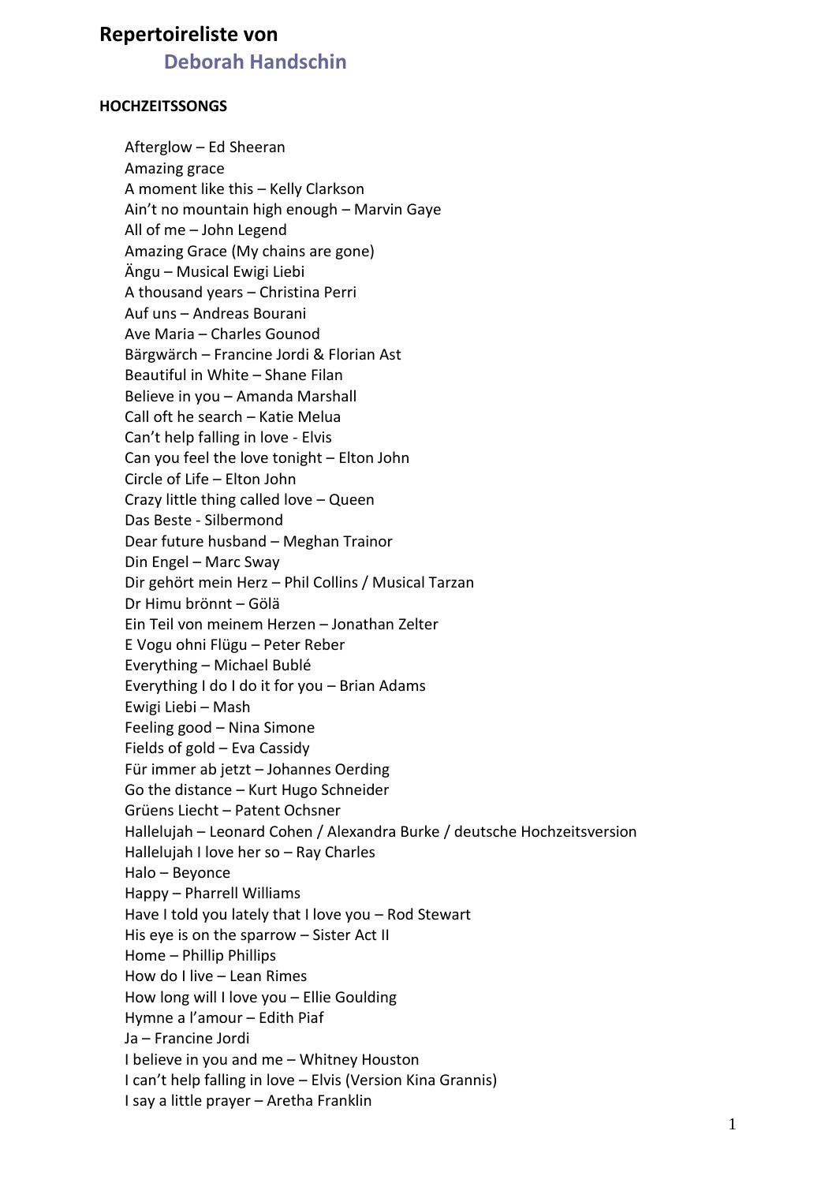# Repertoireliste von

## Deborah Handschin

### HOCHZEITSSONGS

Afterglow – Ed Sheeran
Amazing grace
A moment like this – Kelly Clarkson
Ain't no mountain high enough – Marvin Gaye
All of me – John Legend
Amazing Grace (My chains are gone)
Ängu – Musical Ewigi Liebi
A thousand years – Christina Perri
Auf uns – Andreas Bourani
Ave Maria – Charles Gounod
Bärgwärch – Francine Jordi & Florian Ast
Beautiful in White – Shane Filan
Believe in you – Amanda Marshall
Call oft he search – Katie Melua
Can't help falling in love - Elvis
Can you feel the love tonight – Elton John
Circle of Life – Elton John
Crazy little thing called love – Queen
Das Beste - Silbermond
Dear future husband – Meghan Trainor
Din Engel – Marc Sway
Dir gehört mein Herz – Phil Collins / Musical Tarzan
Dr Himu brönnt – Gölä
Ein Teil von meinem Herzen – Jonathan Zelter
E Vogu ohni Flügu – Peter Reber
Everything – Michael Bublé
Everything I do I do it for you – Brian Adams
Ewigi Liebi – Mash
Feeling good – Nina Simone
Fields of gold – Eva Cassidy
Für immer ab jetzt – Johannes Oerding
Go the distance – Kurt Hugo Schneider
Grüens Liecht – Patent Ochsner
Hallelujah – Leonard Cohen / Alexandra Burke / deutsche Hochzeitsversion
Hallelujah I love her so – Ray Charles
Halo – Beyonce
Happy – Pharrell Williams
Have I told you lately that I love you – Rod Stewart
His eye is on the sparrow – Sister Act II
Home – Phillip Phillips
How do I live – Lean Rimes
How long will I love you – Ellie Goulding
Hymne a l'amour – Edith Piaf
Ja – Francine Jordi
I believe in you and me – Whitney Houston
I can't help falling in love – Elvis (Version Kina Grannis)
I say a little prayer – Aretha Franklin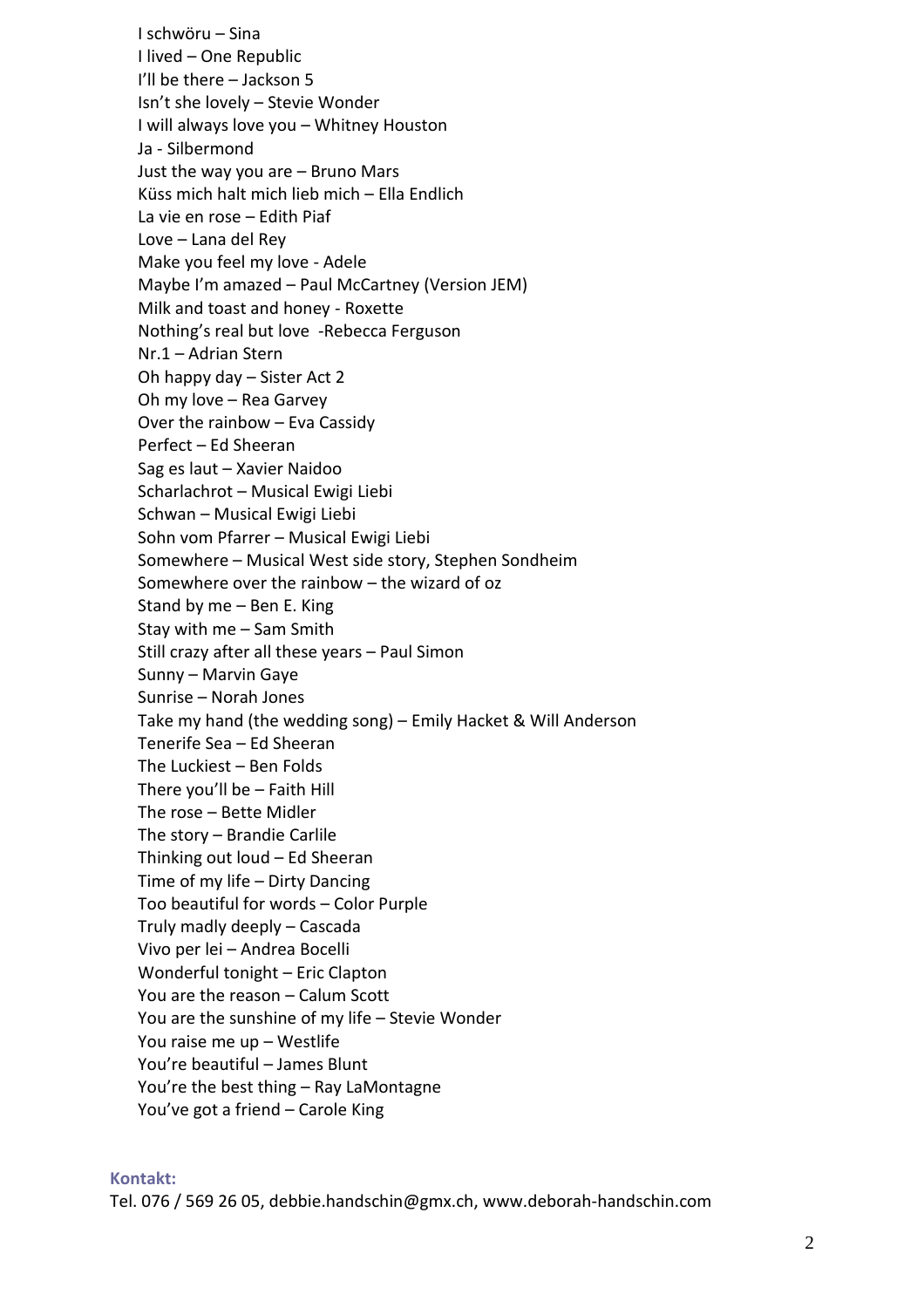I schwöru – Sina
I lived – One Republic
I'll be there – Jackson 5
Isn't she lovely – Stevie Wonder
I will always love you – Whitney Houston
Ja - Silbermond
Just the way you are – Bruno Mars
Küss mich halt mich lieb mich – Ella Endlich
La vie en rose – Edith Piaf
Love – Lana del Rey
Make you feel my love - Adele
Maybe I'm amazed – Paul McCartney (Version JEM)
Milk and toast and honey - Roxette
Nothing's real but love -Rebecca Ferguson
Nr.1 – Adrian Stern
Oh happy day – Sister Act 2
Oh my love – Rea Garvey
Over the rainbow – Eva Cassidy
Perfect – Ed Sheeran
Sag es laut – Xavier Naidoo
Scharlachrot – Musical Ewigi Liebi
Schwan – Musical Ewigi Liebi
Sohn vom Pfarrer – Musical Ewigi Liebi
Somewhere – Musical West side story, Stephen Sondheim
Somewhere over the rainbow – the wizard of oz
Stand by me – Ben E. King
Stay with me – Sam Smith
Still crazy after all these years – Paul Simon
Sunny – Marvin Gaye
Sunrise – Norah Jones
Take my hand (the wedding song) – Emily Hacket & Will Anderson
Tenerife Sea – Ed Sheeran
The Luckiest – Ben Folds
There you'll be – Faith Hill
The rose – Bette Midler
The story – Brandie Carlile
Thinking out loud – Ed Sheeran
Time of my life – Dirty Dancing
Too beautiful for words – Color Purple
Truly madly deeply – Cascada
Vivo per lei – Andrea Bocelli
Wonderful tonight – Eric Clapton
You are the reason – Calum Scott
You are the sunshine of my life – Stevie Wonder
You raise me up – Westlife
You're beautiful – James Blunt
You're the best thing – Ray LaMontagne
You've got a friend – Carole King

**Kontakt:**

Tel. 076 / 569 26 05, debbie.handschin@gmx.ch, www.deborah-handschin.com